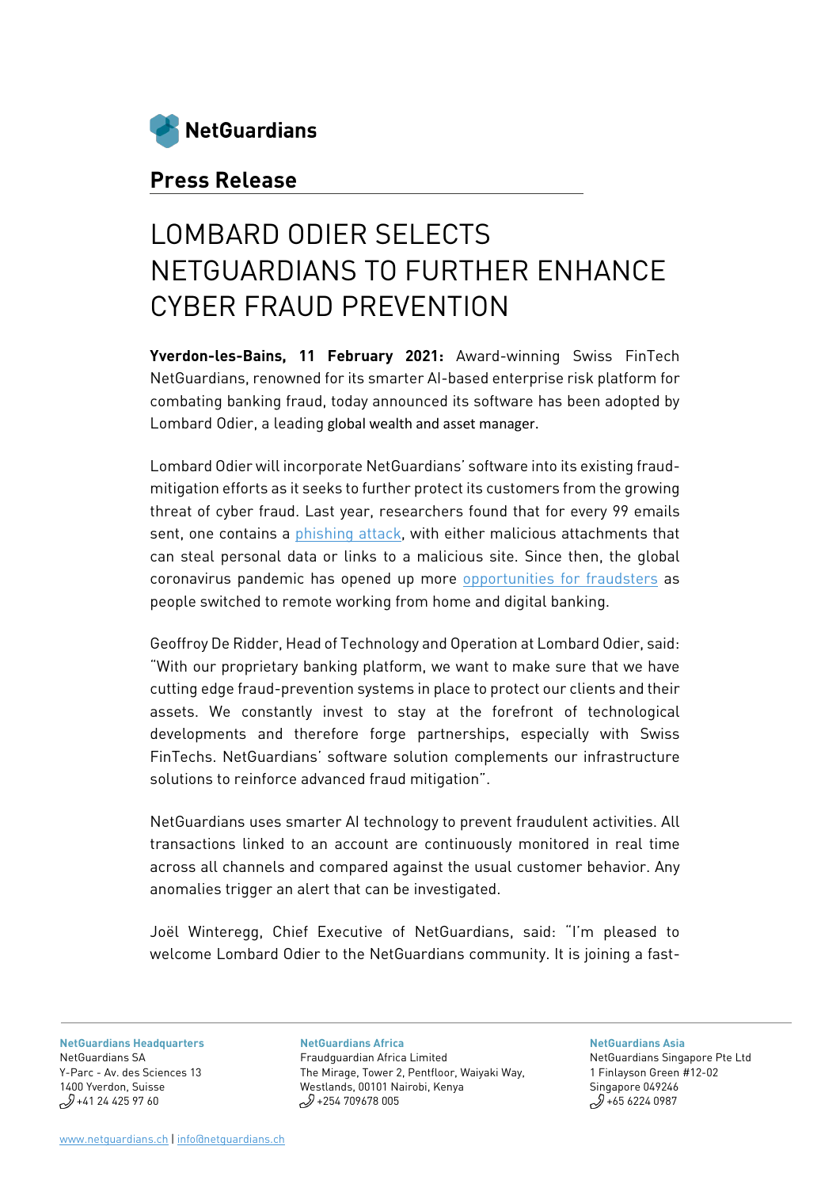NetGuardians

## Press Release

# LOMBARD ODIER SELECTS NETGUARDIANS TO FURTHER ENHANCE CYBER FRAUD PREVENTION

**Yverdon-les-Bains, 11 February 2021:** Award-winning Swiss FinTech NetGuardians, renowned for its smarter AI-based enterprise risk platform for combating banking fraud, today announced its software has been adopted by Lombard Odier, a leading global wealth and asset manager.

Lombard Odier will incorporate NetGuardians' software into its existing fraud-mitigation efforts as it seeks to further protect its customers from the growing threat of cyber fraud. Last year, researchers found that for every 99 emails sent, one contains a phishing attack, with either malicious attachments that can steal personal data or links to a malicious site. Since then, the global coronavirus pandemic has opened up more opportunities for fraudsters as people switched to remote working from home and digital banking.

Geoffroy De Ridder, Head of Technology and Operation at Lombard Odier, said: "With our proprietary banking platform, we want to make sure that we have cutting edge fraud-prevention systems in place to protect our clients and their assets. We constantly invest to stay at the forefront of technological developments and therefore forge partnerships, especially with Swiss FinTechs. NetGuardians' software solution complements our infrastructure solutions to reinforce advanced fraud mitigation".

NetGuardians uses smarter AI technology to prevent fraudulent activities. All transactions linked to an account are continuously monitored in real time across all channels and compared against the usual customer behavior. Any anomalies trigger an alert that can be investigated.

Joël Winteregg, Chief Executive of NetGuardians, said: "I'm pleased to welcome Lombard Odier to the NetGuardians community. It is joining a fast-

**NetGuardians Headquarters**
NetGuardians SA
Y-Parc - Av. des Sciences 13
1400 Yverdon, Suisse
+41 24 425 97 60

**NetGuardians Africa**
Fraudguardian Africa Limited
The Mirage, Tower 2, Pentfloor, Waiyaki Way,
Westlands, 00101 Nairobi, Kenya
+254 709678 005

**NetGuardians Asia**
NetGuardians Singapore Pte Ltd
1 Finlayson Green #12-02
Singapore 049246
+65 6224 0987

www.netguardians.ch | info@netguardians.ch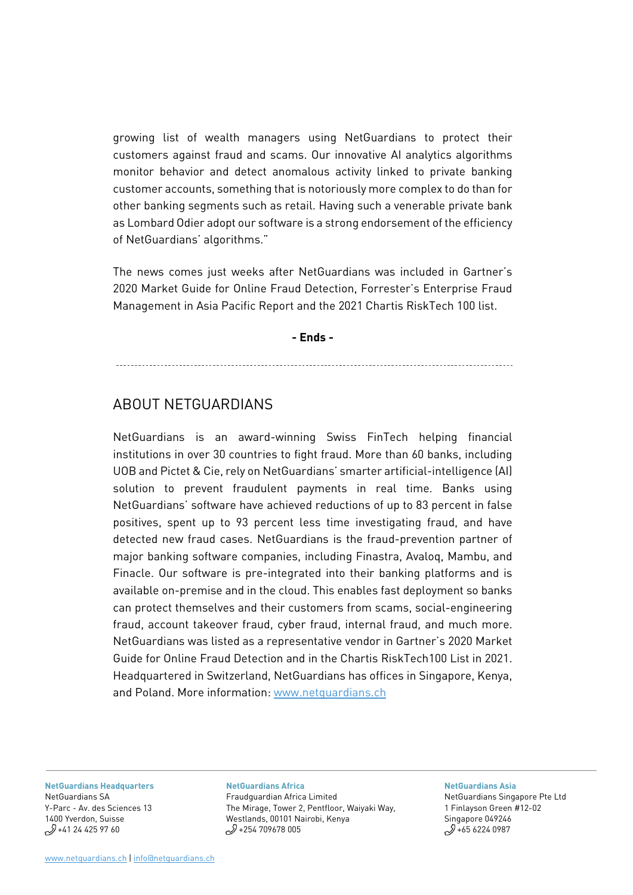growing list of wealth managers using NetGuardians to protect their customers against fraud and scams. Our innovative AI analytics algorithms monitor behavior and detect anomalous activity linked to private banking customer accounts, something that is notoriously more complex to do than for other banking segments such as retail. Having such a venerable private bank as Lombard Odier adopt our software is a strong endorsement of the efficiency of NetGuardians' algorithms."

The news comes just weeks after NetGuardians was included in Gartner's 2020 Market Guide for Online Fraud Detection, Forrester's Enterprise Fraud Management in Asia Pacific Report and the 2021 Chartis RiskTech 100 list.

**- Ends -**

---

## ABOUT NETGUARDIANS

NetGuardians is an award-winning Swiss FinTech helping financial institutions in over 30 countries to fight fraud. More than 60 banks, including UOB and Pictet & Cie, rely on NetGuardians' smarter artificial-intelligence (AI) solution to prevent fraudulent payments in real time. Banks using NetGuardians' software have achieved reductions of up to 83 percent in false positives, spent up to 93 percent less time investigating fraud, and have detected new fraud cases. NetGuardians is the fraud-prevention partner of major banking software companies, including Finastra, Avaloq, Mambu, and Finacle. Our software is pre-integrated into their banking platforms and is available on-premise and in the cloud. This enables fast deployment so banks can protect themselves and their customers from scams, social-engineering fraud, account takeover fraud, cyber fraud, internal fraud, and much more. NetGuardians was listed as a representative vendor in Gartner's 2020 Market Guide for Online Fraud Detection and in the Chartis RiskTech100 List in 2021. Headquartered in Switzerland, NetGuardians has offices in Singapore, Kenya, and Poland. More information: www.netguardians.ch

**NetGuardians Headquarters**
NetGuardians SA
Y-Parc - Av. des Sciences 13
1400 Yverdon, Suisse
+41 24 425 97 60

**NetGuardians Africa**
Fraudguardian Africa Limited
The Mirage, Tower 2, Pentfloor, Waiyaki Way,
Westlands, 00101 Nairobi, Kenya
+254 709678 005

**NetGuardians Asia**
NetGuardians Singapore Pte Ltd
1 Finlayson Green #12-02
Singapore 049246
+65 6224 0987

www.netguardians.ch | info@netguardians.ch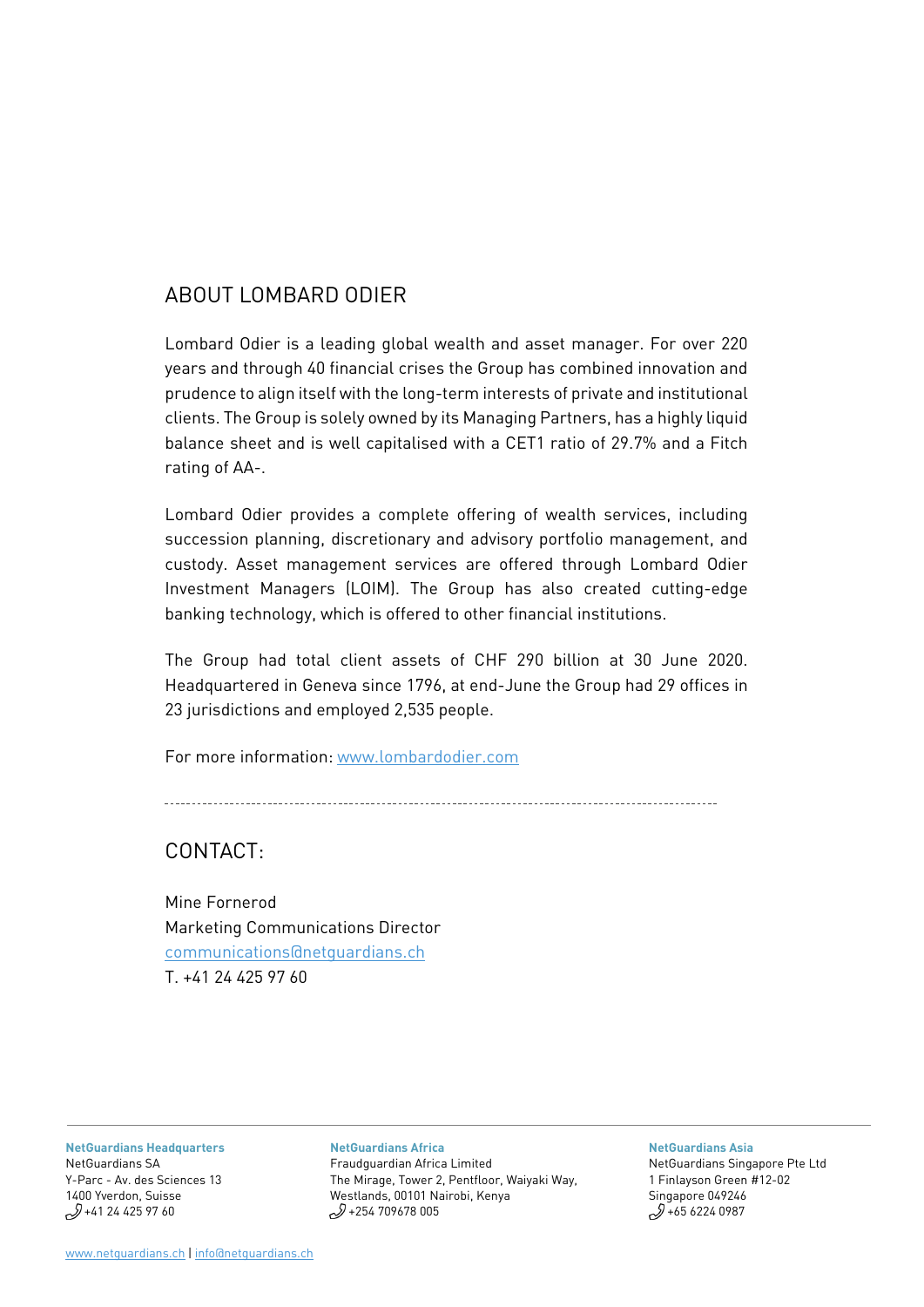## ABOUT LOMBARD ODIER

Lombard Odier is a leading global wealth and asset manager. For over 220 years and through 40 financial crises the Group has combined innovation and prudence to align itself with the long-term interests of private and institutional clients. The Group is solely owned by its Managing Partners, has a highly liquid balance sheet and is well capitalised with a CET1 ratio of 29.7% and a Fitch rating of AA-.

Lombard Odier provides a complete offering of wealth services, including succession planning, discretionary and advisory portfolio management, and custody. Asset management services are offered through Lombard Odier Investment Managers (LOIM). The Group has also created cutting-edge banking technology, which is offered to other financial institutions.

The Group had total client assets of CHF 290 billion at 30 June 2020. Headquartered in Geneva since 1796, at end-June the Group had 29 offices in 23 jurisdictions and employed 2,535 people.

For more information: www.lombardodier.com

---

## CONTACT:

Mine Fornerod
Marketing Communications Director
communications@netguardians.ch
T. +41 24 425 97 60

---

**NetGuardians Headquarters**
NetGuardians SA
Y-Parc - Av. des Sciences 13
1400 Yverdon, Suisse
+41 24 425 97 60

**NetGuardians Africa**
Fraudguardian Africa Limited
The Mirage, Tower 2, Pentfloor, Waiyaki Way,
Westlands, 00101 Nairobi, Kenya
+254 709678 005

**NetGuardians Asia**
NetGuardians Singapore Pte Ltd
1 Finlayson Green #12-02
Singapore 049246
+65 6224 0987

www.netguardians.ch | info@netguardians.ch